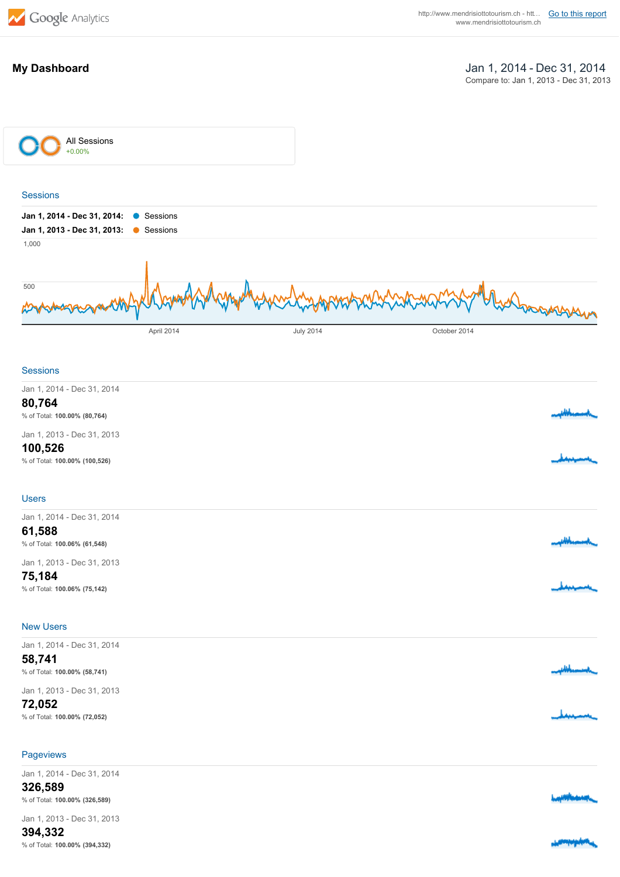Google Analytics

http://www.mendrisiottotourism.ch - htt... www.mendrisiottotourism.ch

Go to this report

# My Dashboard

Jan 1, 2014 - Dec 31, 2014
Compare to: Jan 1, 2013 - Dec 31, 2013

All Sessions
+0.00%

## Sessions

**Jan 1, 2014 - Dec 31, 2014:** Sessions
**Jan 1, 2013 - Dec 31, 2013:** Sessions

1,000

500

April 2014 | July 2014 | October 2014

## Sessions

Jan 1, 2014 - Dec 31, 2014
**80,764**
% of Total: **100.00% (80,764)**

Jan 1, 2013 - Dec 31, 2013
**100,526**
% of Total: **100.00% (100,526)**

## Users

Jan 1, 2014 - Dec 31, 2014
**61,588**
% of Total: **100.06% (61,548)**

Jan 1, 2013 - Dec 31, 2013
**75,184**
% of Total: **100.06% (75,142)**

## New Users

Jan 1, 2014 - Dec 31, 2014
**58,741**
% of Total: **100.00% (58,741)**

Jan 1, 2013 - Dec 31, 2013
**72,052**
% of Total: **100.00% (72,052)**

## Pageviews

Jan 1, 2014 - Dec 31, 2014
**326,589**
% of Total: **100.00% (326,589)**

Jan 1, 2013 - Dec 31, 2013
**394,332**
% of Total: **100.00% (394,332)**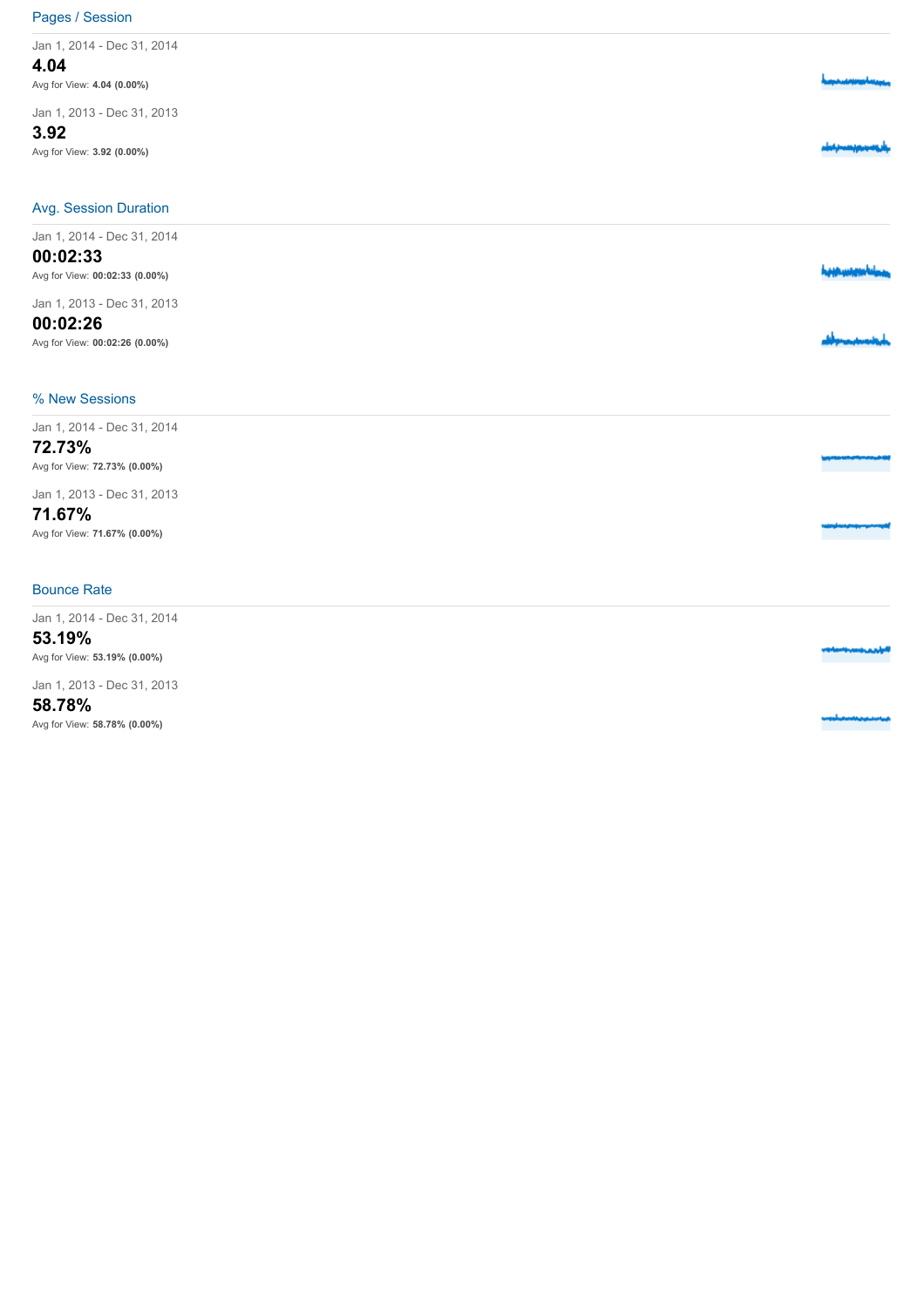## Pages / Session

Jan 1, 2014 - Dec 31, 2014

**4.04**

Avg for View: **4.04 (0.00%)**

Jan 1, 2013 - Dec 31, 2013

**3.92**

Avg for View: **3.92 (0.00%)**

## Avg. Session Duration

Jan 1, 2014 - Dec 31, 2014

**00:02:33**

Avg for View: **00:02:33 (0.00%)**

Jan 1, 2013 - Dec 31, 2013

**00:02:26**

Avg for View: **00:02:26 (0.00%)**

## % New Sessions

Jan 1, 2014 - Dec 31, 2014

**72.73%**

Avg for View: **72.73% (0.00%)**

Jan 1, 2013 - Dec 31, 2013

**71.67%**

Avg for View: **71.67% (0.00%)**

## Bounce Rate

Jan 1, 2014 - Dec 31, 2014

**53.19%**

Avg for View: **53.19% (0.00%)**

Jan 1, 2013 - Dec 31, 2013

**58.78%**

Avg for View: **58.78% (0.00%)**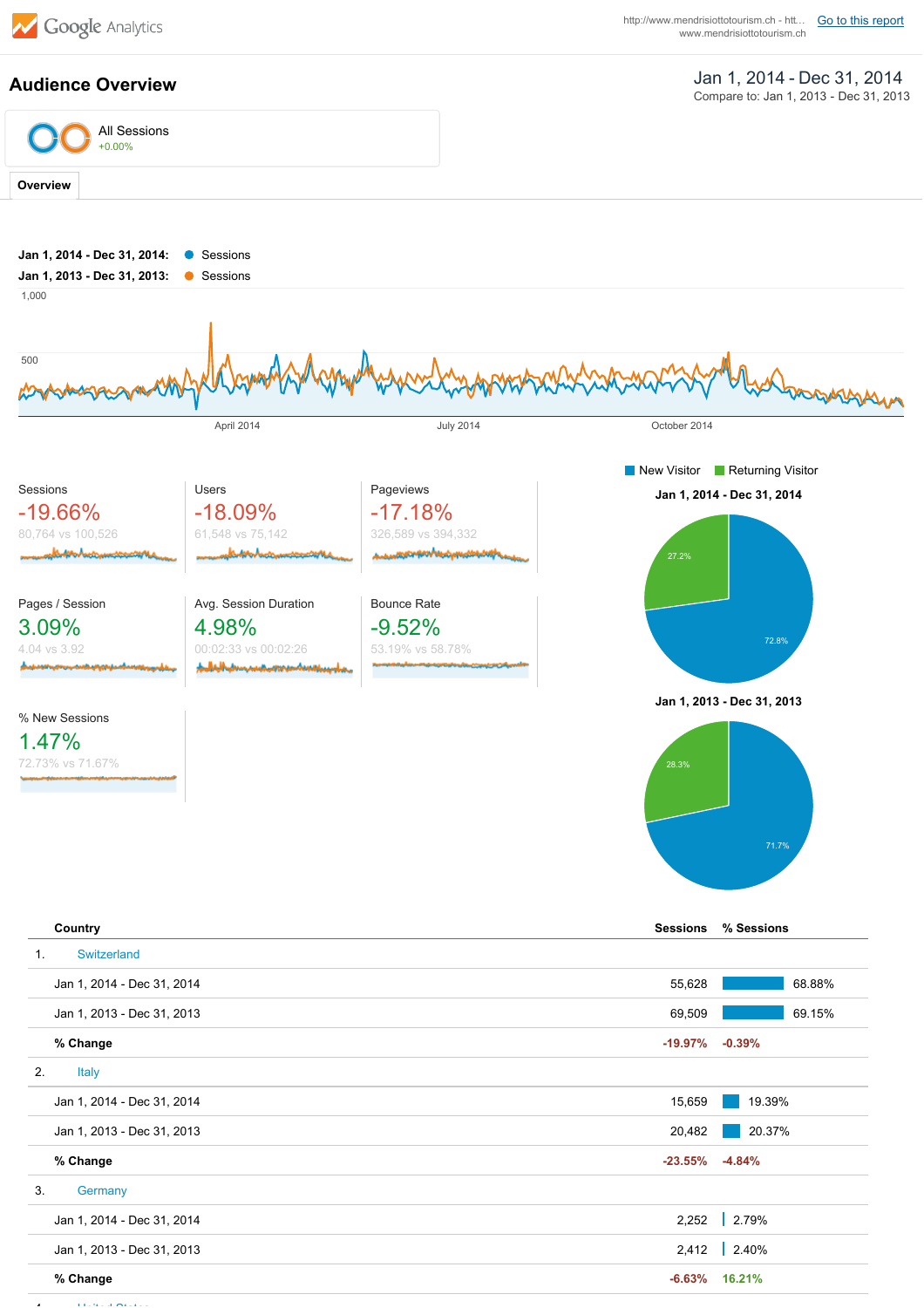Google Analytics

http://www.mendrisiottotourism.ch - htt... www.mendrisiottotourism.ch [Go to this report]

# Audience Overview

Jan 1, 2014 - Dec 31, 2014
Compare to: Jan 1, 2013 - Dec 31, 2013

All Sessions
+0.00%

**Overview**

**Jan 1, 2014 - Dec 31, 2014:** Sessions
**Jan 1, 2013 - Dec 31, 2013:** Sessions

1,000

500

April 2014 | July 2014 | October 2014

| Sessions | Users | Pageviews |
|---|---|---|
| -19.66% | -18.09% | -17.18% |
| 80,764 vs 100,526 | 61,548 vs 75,142 | 326,589 vs 394,332 |

| Pages / Session | Avg. Session Duration | Bounce Rate |
|---|---|---|
| 3.09% | 4.98% | -9.52% |
| 4.04 vs 3.92 | 00:02:33 vs 00:02:26 | 53.19% vs 58.78% |

| % New Sessions |
|---|
| 1.47% |
| 72.73% vs 71.67% |

New Visitor | Returning Visitor

**Jan 1, 2014 - Dec 31, 2014**

27.2% | 72.8%

**Jan 1, 2013 - Dec 31, 2013**

28.3% | 71.7%

| | Country | Sessions | % Sessions |
|---|---|---|---|
| 1. | Switzerland | | |
| | Jan 1, 2014 - Dec 31, 2014 | 55,628 | 68.88% |
| | Jan 1, 2013 - Dec 31, 2013 | 69,509 | 69.15% |
| | **% Change** | -19.97% | -0.39% |
| 2. | Italy | | |
| | Jan 1, 2014 - Dec 31, 2014 | 15,659 | 19.39% |
| | Jan 1, 2013 - Dec 31, 2013 | 20,482 | 20.37% |
| | **% Change** | -23.55% | -4.84% |
| 3. | Germany | | |
| | Jan 1, 2014 - Dec 31, 2014 | 2,252 | 2.79% |
| | Jan 1, 2013 - Dec 31, 2013 | 2,412 | 2.40% |
| | **% Change** | -6.63% | 16.21% |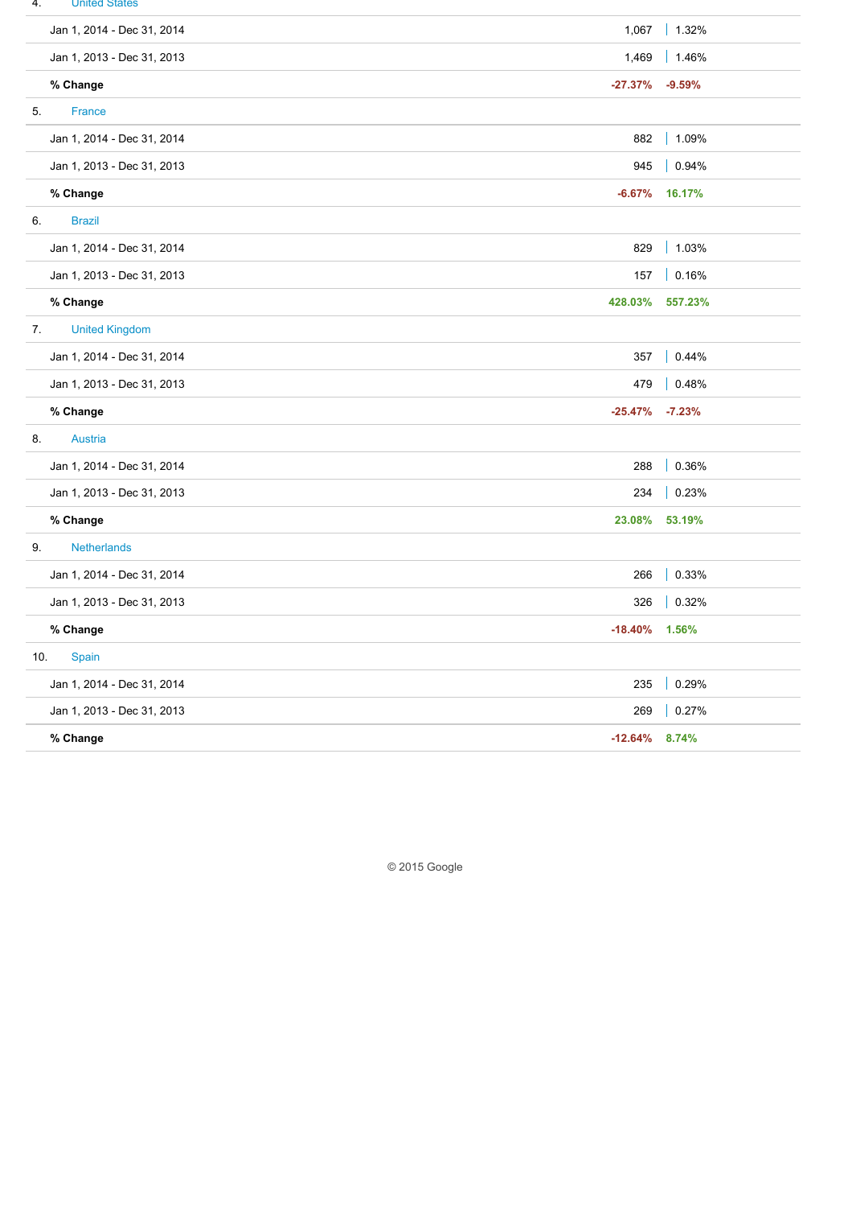| | | | |
|---|---|---|---|
| 4. | United States | | |
| | Jan 1, 2014 - Dec 31, 2014 | 1,067 | 1.32% |
| | Jan 1, 2013 - Dec 31, 2013 | 1,469 | 1.46% |
| | **% Change** | **-27.37%** | **-9.59%** |
| 5. | France | | |
| | Jan 1, 2014 - Dec 31, 2014 | 882 | 1.09% |
| | Jan 1, 2013 - Dec 31, 2013 | 945 | 0.94% |
| | **% Change** | **-6.67%** | **16.17%** |
| 6. | Brazil | | |
| | Jan 1, 2014 - Dec 31, 2014 | 829 | 1.03% |
| | Jan 1, 2013 - Dec 31, 2013 | 157 | 0.16% |
| | **% Change** | **428.03%** | **557.23%** |
| 7. | United Kingdom | | |
| | Jan 1, 2014 - Dec 31, 2014 | 357 | 0.44% |
| | Jan 1, 2013 - Dec 31, 2013 | 479 | 0.48% |
| | **% Change** | **-25.47%** | **-7.23%** |
| 8. | Austria | | |
| | Jan 1, 2014 - Dec 31, 2014 | 288 | 0.36% |
| | Jan 1, 2013 - Dec 31, 2013 | 234 | 0.23% |
| | **% Change** | **23.08%** | **53.19%** |
| 9. | Netherlands | | |
| | Jan 1, 2014 - Dec 31, 2014 | 266 | 0.33% |
| | Jan 1, 2013 - Dec 31, 2013 | 326 | 0.32% |
| | **% Change** | **-18.40%** | **1.56%** |
| 10. | Spain | | |
| | Jan 1, 2014 - Dec 31, 2014 | 235 | 0.29% |
| | Jan 1, 2013 - Dec 31, 2013 | 269 | 0.27% |
| | **% Change** | **-12.64%** | **8.74%** |

© 2015 Google